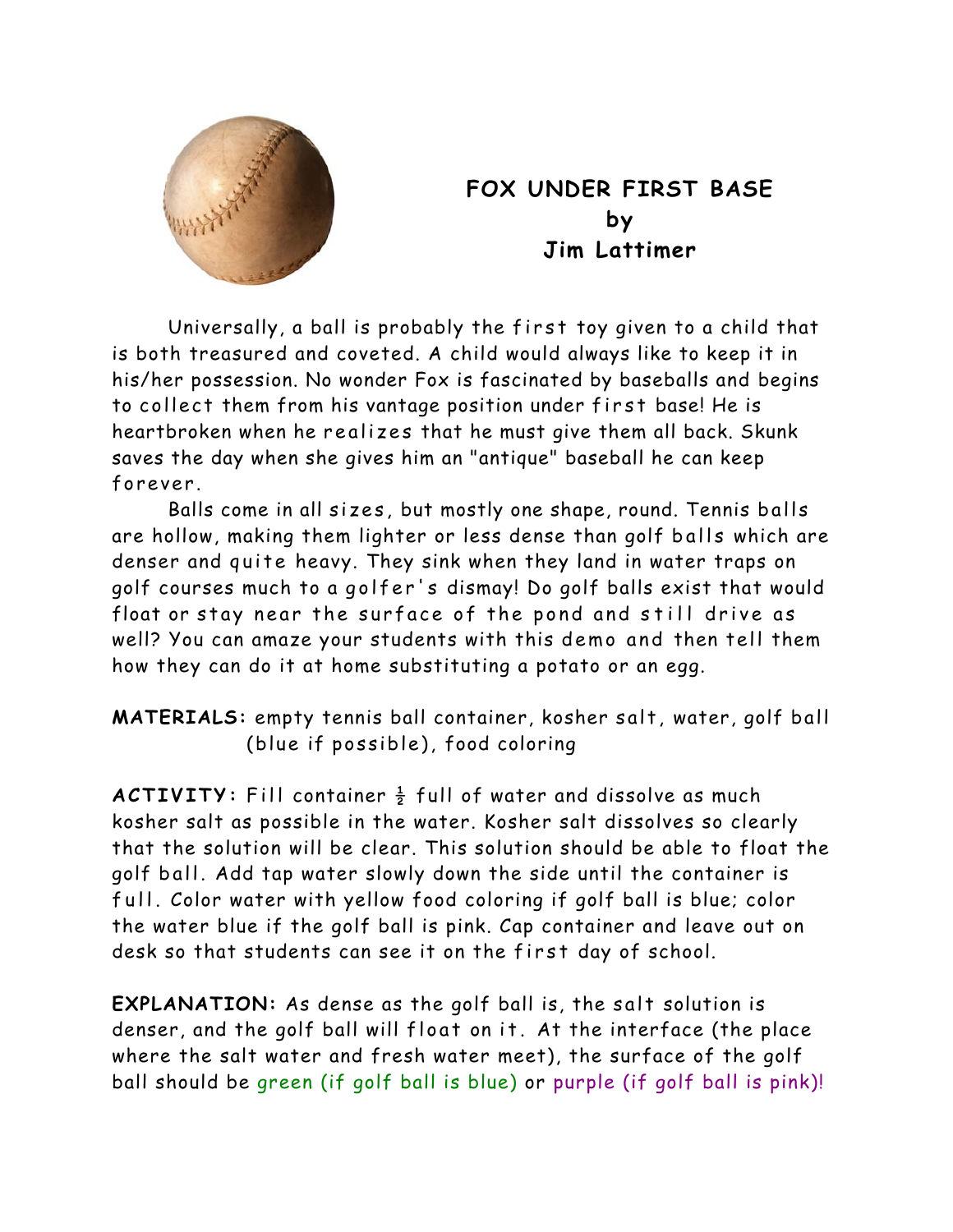# FOX UNDER FIRST BASE
## by
## Jim Lattimer

Universally, a ball is probably the first toy given to a child that is both treasured and coveted. A child would always like to keep it in his/her possession. No wonder Fox is fascinated by baseballs and begins to collect them from his vantage position under first base! He is heartbroken when he realizes that he must give them all back. Skunk saves the day when she gives him an "antique" baseball he can keep forever.

Balls come in all sizes, but mostly one shape, round. Tennis balls are hollow, making them lighter or less dense than golf balls which are denser and quite heavy. They sink when they land in water traps on golf courses much to a golfer's dismay! Do golf balls exist that would float or stay near the surface of the pond and still drive as well? You can amaze your students with this demo and then tell them how they can do it at home substituting a potato or an egg.

**MATERIALS:** empty tennis ball container, kosher salt, water, golf ball (blue if possible), food coloring

**ACTIVITY:** Fill container ½ full of water and dissolve as much kosher salt as possible in the water. Kosher salt dissolves so clearly that the solution will be clear. This solution should be able to float the golf ball. Add tap water slowly down the side until the container is full. Color water with yellow food coloring if golf ball is blue; color the water blue if the golf ball is pink. Cap container and leave out on desk so that students can see it on the first day of school.

**EXPLANATION:** As dense as the golf ball is, the salt solution is denser, and the golf ball will float on it. At the interface (the place where the salt water and fresh water meet), the surface of the golf ball should be green (if golf ball is blue) or purple (if golf ball is pink)!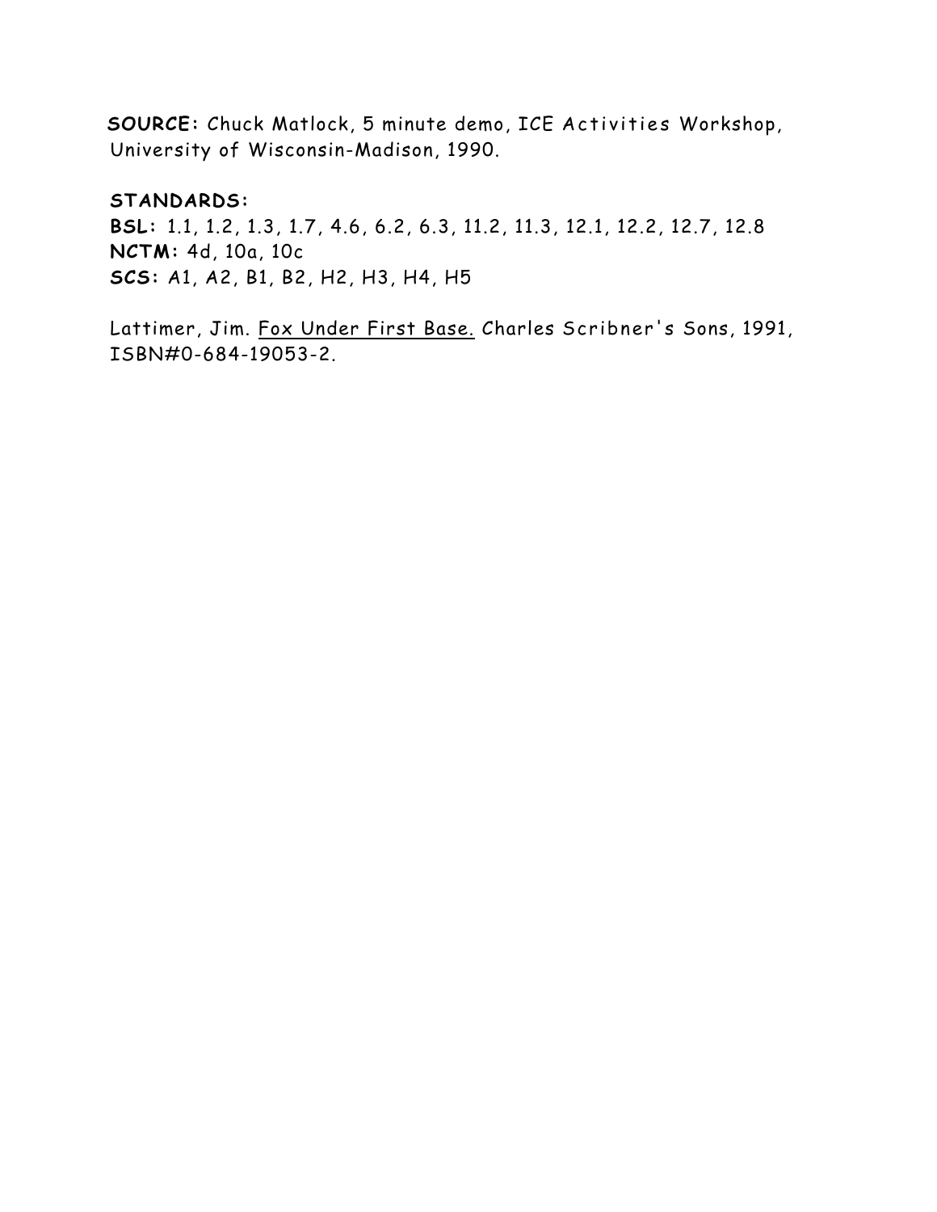**SOURCE:** Chuck Matlock, 5 minute demo, ICE Activities Workshop, University of Wisconsin-Madison, 1990.

**STANDARDS:**
**BSL:** 1.1, 1.2, 1.3, 1.7, 4.6, 6.2, 6.3, 11.2, 11.3, 12.1, 12.2, 12.7, 12.8
**NCTM:** 4d, 10a, 10c
**SCS:** A1, A2, B1, B2, H2, H3, H4, H5

Lattimer, Jim. Fox Under First Base. Charles Scribner's Sons, 1991, ISBN#0-684-19053-2.